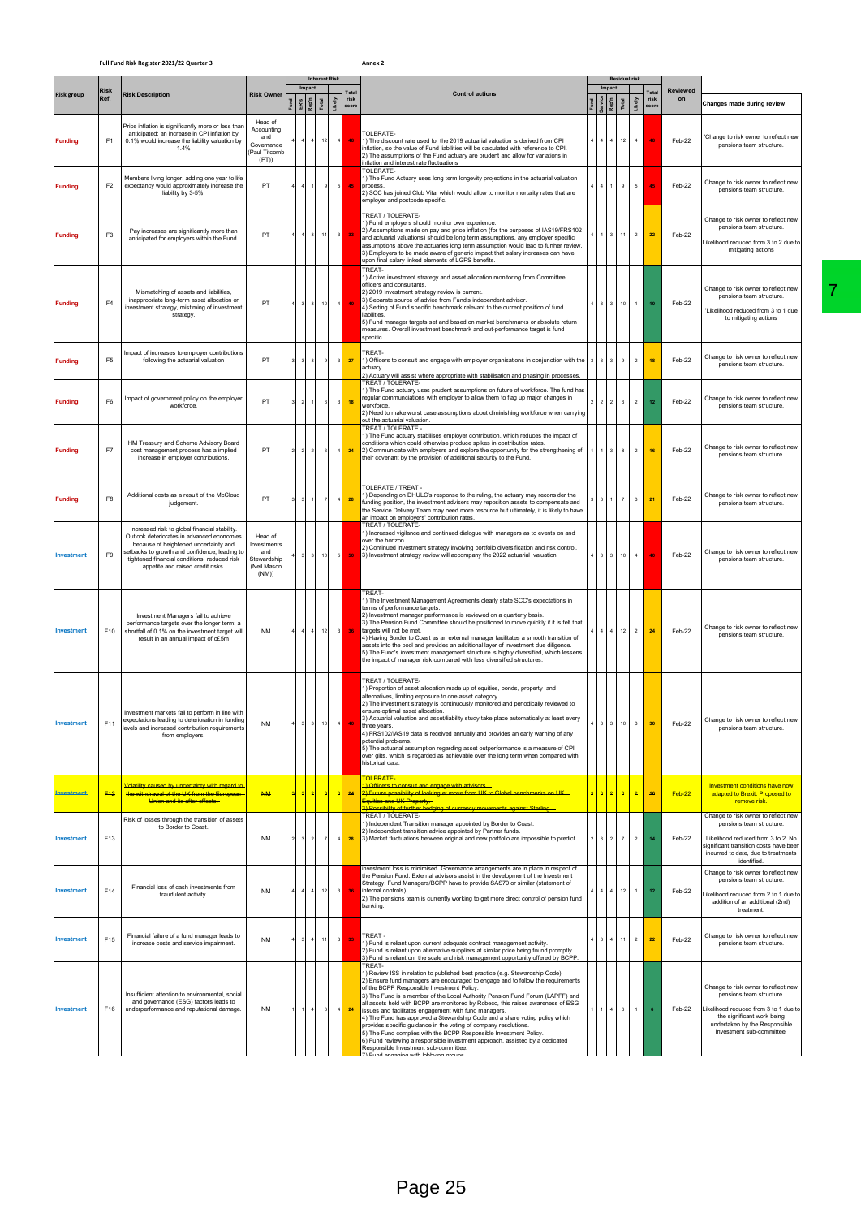**Full Fund Risk Register 2021/22 Quarter 3**

**Annex 2**

| Risk group | Risk Ref. | Risk Description | Risk Owner | Inherent Risk Impact Fund | ER's | Rep'n | Total | Likely | Total risk score | Control actions | Residual risk Impact Fund | Service | Rep'n | Total | Likely | Total risk score | Reviewed on | Changes made during review |
|---|---|---|---|---|---|---|---|---|---|---|---|---|---|---|---|---|---|---|
| Funding | F1 | Price inflation is significantly more or less than anticipated: an increase in CPI inflation by 0.1% would increase the liability valuation by 1.4% | Head of Accounting and Governance (Paul Titcomb (PT)) | 4 | 4 | 4 | 12 | 4 | 48 | TOLERATE- 1) The discount rate used for the 2019 actuarial valuation is derived from CPI inflation, so the value of Fund liabilities will be calculated with reference to CPI. 2) The assumptions of the Fund actuary are prudent and allow for variations in inflation and interest rate fluctuations | 4 | 4 | 4 | 12 | 4 | 48 | Feb-22 | 'Change to risk owner to reflect new pensions team structure. |
| Funding | F2 | Members living longer: adding one year to life expectancy would approximately increase the liability by 3-5%. | PT | 4 | 4 | 1 | 9 | 5 | 45 | TOLERATE- 1) The Fund Actuary uses long term longevity projections in the actuarial valuation process. 2) SCC has joined Club Vita, which would allow to monitor mortality rates that are employer and postcode specific. | 4 | 4 | 1 | 9 | 5 | 45 | Feb-22 | Change to risk owner to reflect new pensions team structure. |
| Funding | F3 | Pay increases are significantly more than anticipated for employers within the Fund. | PT | 4 | 4 | 3 | 11 | 3 | 33 | TREAT / TOLERATE- 1) Fund employers should monitor own experience. 2) Assumptions made on pay and price inflation (for the purposes of IAS19/FRS102 and actuarial valuations) should be long term assumptions, any employer specific assumptions above the actuaries long term assumption would lead to further review. 3) Employers to be made aware of generic impact that salary increases can have upon final salary linked elements of LGPS benefits. | 4 | 4 | 3 | 11 | 2 | 22 | Feb-22 | Change to risk owner to reflect new pensions team structure. Likelihood reduced from 3 to 2 due to mitigating actions |
| Funding | F4 | Mismatching of assets and liabilities, inappropriate long-term asset allocation or investment strategy, mistiming of investment strategy. | PT | 4 | 3 | 3 | 10 | 4 | 40 | TREAT- 1) Active investment strategy and asset allocation monitoring from Committee officers and consultants. 2) 2019 Investment strategy review is current. 3) Separate source of advice from Fund's independent advisor. 4) Setting of Fund specific benchmark relevant to the current position of fund liabilities. 5) Fund manager targets set and based on market benchmarks or absolute return measures. Overall investment benchmark and out-performance target is fund specific. | 4 | 3 | 3 | 10 | 1 | 10 | Feb-22 | Change to risk owner to reflect new pensions team structure. 'Likelihood reduced from 3 to 1 due to mitigating actions |
| Funding | F5 | Impact of increases to employer contributions following the actuarial valuation | PT | 3 | 3 | 3 | 9 | 3 | 27 | TREAT- 1) Officers to consult and engage with employer organisations in conjunction with the actuary. 2) Actuary will assist where appropriate with stabilisation and phasing in processes. | 3 | 3 | 3 | 9 | 2 | 18 | Feb-22 | Change to risk owner to reflect new pensions team structure. |
| Funding | F6 | Impact of government policy on the employer workforce. | PT | 3 | 2 | 1 | 6 | 3 | 18 | TREAT / TOLERATE- 1) The Fund actuary uses prudent assumptions on future of workforce. The fund has regular communciations with employer to allow them to flag up major changes in workforce. 2) Need to make worst case assumptions about diminishing workforce when carrying out the actuarial valuation. | 2 | 2 | 2 | 6 | 2 | 12 | Feb-22 | Change to risk owner to reflect new pensions team structure. |
| Funding | F7 | HM Treasury and Scheme Advisory Board cost management process has a implied increase in employer contributions. | PT | 2 | 2 | 2 | 6 | 4 | 24 | TREAT / TOLERATE - 1) The Fund actuary stabilises employer contribution, which reduces the impact of conditions which could otherwise produce spikes in contribution rates. 2) Communicate with employers and explore the opportunity for the strengthening of their covenant by the provision of additional security to the Fund. | 1 | 4 | 3 | 8 | 2 | 16 | Feb-22 | Change to risk owner to reflect new pensions team structure. |
| Funding | F8 | Additional costs as a result of the McCloud judgement. | PT | 3 | 3 | 1 | 7 | 4 | 28 | TOLERATE / TREAT - 1) Depending on DHULC's response to the ruling, the actuary may reconsider the funding position, the investment advisers may reposition assets to compensate and the Service Delivery Team may need more resource but ultimately, it is likely to have an impact on employers' contribution rates. | 3 | 3 | 1 | 7 | 3 | 21 | Feb-22 | Change to risk owner to reflect new pensions team structure. |
| Investment | F9 | Increased risk to global financial stability. Outlook deteriorates in advanced economies because of heightened uncertainty and setbacks to growth and confidence, leading to tightened financial conditions, reduced risk appetite and raised credit risks. | Head of Investments and Stewardship (Neil Mason (NM)) | 4 | 3 | 3 | 10 | 5 | 50 | TREAT / TOLERATE- 1) Increased vigilance and continued dialogue with managers as to events on and over the horizon. 2) Continued investment strategy involving portfolio diversification and risk control. 3) Investment strategy review will accompany the 2022 actuarial valuation. | 4 | 3 | 3 | 10 | 4 | 40 | Feb-22 | Change to risk owner to reflect new pensions team structure. |
| Investment | F10 | Investment Managers fail to achieve performance targets over the longer term: a shortfall of 0.1% on the investment target will result in an annual impact of c£5m | NM | 4 | 4 | 4 | 12 | 3 | 36 | TREAT- 1) The Investment Management Agreements clearly state SCC's expectations in terms of performance targets. 2) Investment manager performance is reviewed on a quarterly basis. 3) The Pension Fund Committee should be positioned to move quickly if it is felt that targets will not be met. 4) Having Border to Coast as an external manager facilitates a smooth transition of assets into the pool and provides an additional layer of investment due diligence. 5) The Fund's investment management structure is highly diversified, which lessens the impact of manager risk compared with less diversified structures. | 4 | 4 | 4 | 12 | 2 | 24 | Feb-22 | Change to risk owner to reflect new pensions team structure. |
| Investment | F11 | Investment markets fail to perform in line with expectations leading to deterioration in funding levels and increased contribution requirements from employers. | NM | 4 | 3 | 3 | 10 | 4 | 40 | TREAT / TOLERATE- 1) Proportion of asset allocation made up of equities, bonds, property and alternatives, limiting exposure to one asset category. 2) The investment strategy is continuously monitored and periodically reviewed to ensure optimal asset allocation. 3) Actuarial valuation and asset/liability study take place automatically at least every three years. 4) FRS102/IAS19 data is received annually and provides an early warning of any potential problems. 5) The actuarial assumption regarding asset outperformance is a measure of CPI over gilts, which is regarded as achievable over the long term when compared with historical data. | 4 | 3 | 3 | 10 | 3 | 30 | Feb-22 | Change to risk owner to reflect new pensions team structure. |
| ~~Investment~~ | ~~F12~~ | ~~Volatility caused by uncertainty with regard to the withdrawal of the UK from the European Union and its after effects.~~ | ~~NM~~ | ~~3~~ | ~~3~~ | ~~2~~ | ~~8~~ | ~~3~~ | ~~24~~ | ~~TOLERATE- 1) Officers to consult and engage with advisors. 2) Future possibility of looking at move from UK to Global benchmarks on UK Equities and UK Property. 3) Possibility of further hedging of currency movements against Sterling.~~ | ~~3~~ | ~~3~~ | ~~2~~ | ~~8~~ | ~~2~~ | ~~36~~ | ~~Feb-22~~ | Investment conditions have now adapted to Brexit. Proposed to remove risk. |
| Investment | F13 | Risk of losses through the transition of assets to Border to Coast. | NM | 2 | 3 | 2 | 7 | 4 | 28 | TREAT / TOLERATE- 1) Independent Transition manager appointed by Border to Coast. 2) Independent transition advice appointed by Partner funds. 3) Market fluctuations between original and new portfolio are impossible to predict. | 2 | 3 | 2 | 7 | 2 | 14 | Feb-22 | Change to risk owner to reflect new pensions team structure. Likelihood reduced from 3 to 2. No significant transition costs have been incurred to date, due to treatments identified. |
| Investment | F14 | Financial loss of cash investments from fraudulent activity. | NM | 4 | 4 | 4 | 12 | 3 | 36 | investment loss is minimised. Governance arrangements are in place in respect of the Pension Fund. External advisors assist in the development of the Investment Strategy. Fund Managers/BCPP have to provide SAS70 or similar (statement of internal controls). 2) The pensions team is currently working to get more direct control of pension fund banking. | 4 | 4 | 4 | 12 | 1 | 12 | Feb-22 | Change to risk owner to reflect new pensions team structure. Likelihood reduced from 2 to 1 due to addition of an additional (2nd) treatment. |
| Investment | F15 | Financial failure of a fund manager leads to increase costs and service impairment. | NM | 4 | 3 | 4 | 11 | 3 | 33 | TREAT - 1) Fund is reliant upon current adequate contract management activity. 2) Fund is reliant upon alternative suppliers at similar price being found promptly. 3) Fund is reliant on the scale and risk management opportunity offered by BCPP. | 4 | 3 | 4 | 11 | 2 | 22 | Feb-22 | Change to risk owner to reflect new pensions team structure. |
| Investment | F16 | Insufficient attention to environmental, social and governance (ESG) factors leads to underperformance and reputational damage. | NM | 1 | 1 | 4 | 6 | 4 | 24 | TREAT- 1) Review ISS in relation to published best practice (e.g. Stewardship Code). 2) Ensure fund managers are encouraged to engage and to follow the requirements of the BCPP Responsible Investment Policy. 3) The Fund is a member of the Local Authority Pension Fund Forum (LAPFF) and all assets held with BCPP are monitored by Robeco, this raises awareness of ESG issues and facilitates engagement with fund managers. 4) The Fund has approved a Stewardship Code and a share voting policy which provides specific guidance in the voting of company resolutions. 5) The Fund complies with the BCPP Responsible Investment Policy. 6) Fund reviewing a responsible investment approach, assisted by a dedicated Responsible Investment sub-committee. 7) Fund engaging with lobbying groups. | 1 | 1 | 4 | 6 | 1 | 6 | Feb-22 | Change to risk owner to reflect new pensions team structure. Likelihood reduced from 3 to 1 due to the significant work being undertaken by the Responsible Investment sub-committee. |

7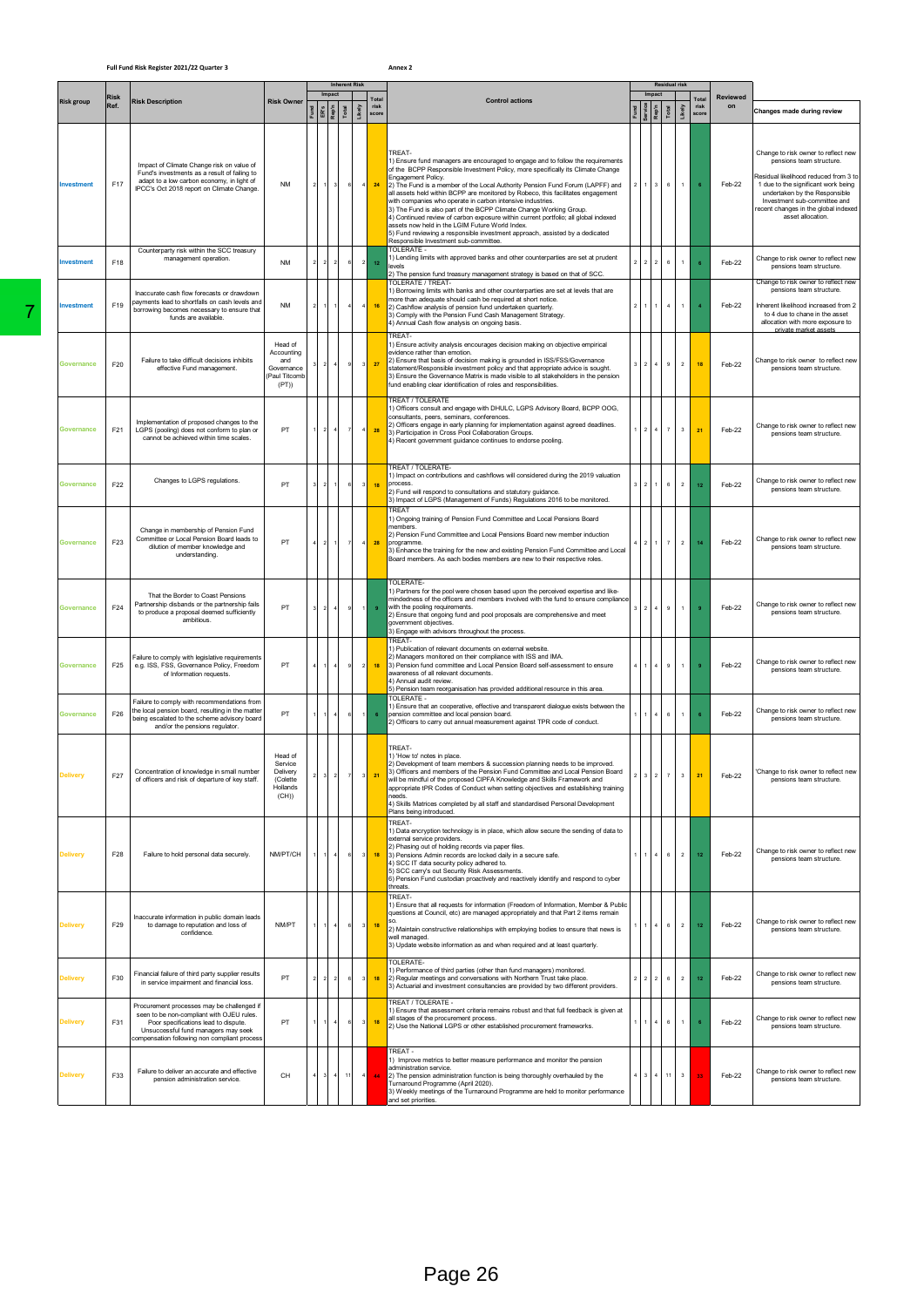Full Fund Risk Register 2021/22 Quarter 3

Annex 2

| Risk group | Risk Ref. | Risk Description | Risk Owner | Inherent Risk Impact Fund | ER's | Rep'n | Total | Likely | Total risk score | Control actions | Residual risk Impact Fund | Service | Rep'n | Total | Likely | Total risk score | Reviewed on | Changes made during review |
|---|---|---|---|---|---|---|---|---|---|---|---|---|---|---|---|---|---|---|
| Investment | F17 | Impact of Climate Change risk on value of Fund's investments as a result of failing to adapt to a low carbon economy, in light of IPCC's Oct 2018 report on Climate Change. | NM | 2 | 1 | 3 | 6 | 4 | 24 | TREAT-<br>1) Ensure fund managers are encouraged to engage and to follow the requirements of the BCPP Responsible Investment Policy, more specifically its Climate Change Engagement Policy.<br>2) The Fund is a member of the Local Authority Pension Fund Forum (LAPFF) and all assets held within BCPP are monitored by Robeco, this facilitates engagement with companies who operate in carbon intensive industries.<br>3) The Fund is also part of the BCPP Climate Change Working Group.<br>4) Continued review of carbon exposure within current portfolio; all global indexed assets now held in the LGIM Future World Index.<br>5) Fund reviewing a responsible investment approach, assisted by a dedicated Responsible Investment sub-committee. | 2 | 1 | 3 | 6 | 1 | 6 | Feb-22 | Change to risk owner to reflect new pensions team structure.<br>Residual likelihood reduced from 3 to 1 due to the significant work being undertaken by the Responsible Investment sub-committee and recent changes in the global indexed asset allocation. |
| Investment | F18 | Counterparty risk within the SCC treasury management operation. | NM | 2 | 2 | 2 | 6 | 2 | 12 | TOLERATE -<br>1) Lending limits with approved banks and other counterparties are set at prudent levels<br>2) The pension fund treasury management strategy is based on that of SCC. | 2 | 2 | 2 | 6 | 1 | 6 | Feb-22 | Change to risk owner to reflect new pensions team structure. |
| Investment | F19 | Inaccurate cash flow forecasts or drawdown payments lead to shortfalls on cash levels and borrowing becomes necessary to ensure that funds are available. | NM | 2 | 1 | 1 | 4 | 4 | 16 | TOLERATE / TREAT-<br>1) Borrowing limits with banks and other counterparties are set at levels that are more than adequate should cash be required at short notice.<br>2) Cashflow analysis of pension fund undertaken quarterly.<br>3) Comply with the Pension Fund Cash Management Strategy.<br>4) Annual Cash flow analysis on ongoing basis. | 2 | 1 | 1 | 4 | 1 | 4 | Feb-22 | Change to risk owner to reflect new pensions team structure.<br>Inherent likelihood increased from 2 to 4 due to chane in the asset allocation with more exposure to private market assets |
| Governance | F20 | Failure to take difficult decisions inhibits effective Fund management. | Head of Accounting and Governance (Paul Titcomb (PT)) | 3 | 2 | 4 | 9 | 3 | 27 | TREAT-<br>1) Ensure activity analysis encourages decision making on objective empirical evidence rather than emotion.<br>2) Ensure that basis of decision making is grounded in ISS/FSS/Governance statement/Responsible investment policy and that appropriate advice is sought.<br>3) Ensure the Governance Matrix is made visible to all stakeholders in the pension fund enabling clear identification of roles and responsibilities. | 3 | 2 | 4 | 9 | 2 | 18 | Feb-22 | Change to risk owner to reflect new pensions team structure. |
| Governance | F21 | Implementation of proposed changes to the LGPS (pooling) does not conform to plan or cannot be achieved within time scales. | PT | 1 | 2 | 4 | 7 | 4 | 28 | TREAT / TOLERATE<br>1) Officers consult and engage with DHULC, LGPS Advisory Board, BCPP OOG, consultants, peers, seminars, conferences.<br>2) Officers engage in early planning for implementation against agreed deadlines.<br>3) Participation in Cross Pool Collaboration Groups.<br>4) Recent government guidance continues to endorse pooling. | 1 | 2 | 4 | 7 | 3 | 21 | Feb-22 | Change to risk owner to reflect new pensions team structure. |
| Governance | F22 | Changes to LGPS regulations. | PT | 3 | 2 | 1 | 6 | 3 | 18 | TREAT / TOLERATE-<br>1) Impact on contributions and cashflows will considered during the 2019 valuation process.<br>2) Fund will respond to consultations and statutory guidance.<br>3) Impact of LGPS (Management of Funds) Regulations 2016 to be monitored. | 3 | 2 | 1 | 6 | 2 | 12 | Feb-22 | Change to risk owner to reflect new pensions team structure. |
| Governance | F23 | Change in membership of Pension Fund Committee or Local Pension Board leads to dilution of member knowledge and understanding. | PT | 4 | 2 | 1 | 7 | 4 | 28 | TREAT<br>1) Ongoing training of Pension Fund Committee and Local Pensions Board members.<br>2) Pension Fund Committee and Local Pensions Board new member induction programme.<br>3) Enhance the training for the new and existing Pension Fund Committee and Local Board members. As each bodies members are new to their respective roles. | 4 | 2 | 1 | 7 | 2 | 14 | Feb-22 | Change to risk owner to reflect new pensions team structure. |
| Governance | F24 | That the Border to Coast Pensions Partnership disbands or the partnership fails to produce a proposal deemed sufficiently ambitious. | PT | 3 | 2 | 4 | 9 | 1 | 9 | TOLERATE-<br>1) Partners for the pool were chosen based upon the perceived expertise and like-mindedness of the officers and members involved with the fund to ensure compliance with the pooling requirements.<br>2) Ensure that ongoing fund and pool proposals are comprehensive and meet government objectives.<br>3) Engage with advisors throughout the process. | 3 | 2 | 4 | 9 | 1 | 9 | Feb-22 | Change to risk owner to reflect new pensions team structure. |
| Governance | F25 | Failure to comply with legislative requirements e.g. ISS, FSS, Governance Policy, Freedom of Information requests. | PT | 4 | 1 | 4 | 9 | 2 | 18 | TREAT-<br>1) Publication of relevant documents on external website.<br>2) Managers monitored on their compliance with ISS and IMA.<br>3) Pension fund committee and Local Pension Board self-assessment to ensure awareness of all relevant documents.<br>4) Annual audit review.<br>5) Pension team reorganisation has provided additional resource in this area. | 4 | 1 | 4 | 9 | 1 | 9 | Feb-22 | Change to risk owner to reflect new pensions team structure. |
| Governance | F26 | Failure to comply with recommendations from the local pension board, resulting in the matter being escalated to the scheme advisory board and/or the pensions regulator. | PT | 1 | 1 | 4 | 6 | 1 | 6 | TOLERATE -<br>1) Ensure that an cooperative, effective and transparent dialogue exists between the pension committee and local pension board.<br>2) Officers to carry out annual measurement against TPR code of conduct. | 1 | 1 | 4 | 6 | 1 | 6 | Feb-22 | Change to risk owner to reflect new pensions team structure. |
| Delivery | F27 | Concentration of knowledge in small number of officers and risk of departure of key staff. | Head of Service Delivery (Colette Hollands (CH)) | 2 | 3 | 2 | 7 | 3 | 21 | TREAT-<br>1) 'How to' notes in place.<br>2) Development of team members & succession planning needs to be improved.<br>3) Officers and members of the Pension Fund Committee and Local Pension Board will be mindful of the proposed CIPFA Knowledge and Skills Framework and appropriate tPR Codes of Conduct when setting objectives and establishing training needs.<br>4) Skills Matrices completed by all staff and standardised Personal Development Plans being introduced. | 2 | 3 | 2 | 7 | 3 | 21 | Feb-22 | 'Change to risk owner to reflect new pensions team structure. |
| Delivery | F28 | Failure to hold personal data securely. | NM/PT/CH | 1 | 1 | 4 | 6 | 3 | 18 | TREAT-<br>1) Data encryption technology is in place, which allow secure the sending of data to external service providers.<br>2) Phasing out of holding records via paper files.<br>3) Pensions Admin records are locked daily in a secure safe.<br>4) SCC IT data security policy adhered to.<br>5) SCC carry's out Security Risk Assessments.<br>6) Pension Fund custodian proactively and reactively identify and respond to cyber threats. | 1 | 1 | 4 | 6 | 2 | 12 | Feb-22 | Change to risk owner to reflect new pensions team structure. |
| Delivery | F29 | Inaccurate information in public domain leads to damage to reputation and loss of confidence. | NM/PT | 1 | 1 | 4 | 6 | 3 | 18 | TREAT-<br>1) Ensure that all requests for information (Freedom of Information, Member & Public questions at Council, etc) are managed appropriately and that Part 2 items remain so.<br>2) Maintain constructive relationships with employing bodies to ensure that news is well managed.<br>3) Update website information as and when required and at least quarterly. | 1 | 1 | 4 | 6 | 2 | 12 | Feb-22 | Change to risk owner to reflect new pensions team structure. |
| Delivery | F30 | Financial failure of third party supplier results in service impairment and financial loss. | PT | 2 | 2 | 2 | 6 | 3 | 18 | TOLERATE-<br>1) Performance of third parties (other than fund managers) monitored.<br>2) Regular meetings and conversations with Northern Trust take place.<br>3) Actuarial and investment consultancies are provided by two different providers. | 2 | 2 | 2 | 6 | 2 | 12 | Feb-22 | Change to risk owner to reflect new pensions team structure. |
| Delivery | F31 | Procurement processes may be challenged if seen to be non-compliant with OJEU rules. Poor specifications lead to dispute. Unsuccessful fund managers may seek compensation following non compliant process | PT | 1 | 1 | 4 | 6 | 3 | 18 | TREAT / TOLERATE -<br>1) Ensure that assessment criteria remains robust and that full feedback is given at all stages of the procurement process.<br>2) Use the National LGPS or other established procurement frameworks. | 1 | 1 | 4 | 6 | 1 | 6 | Feb-22 | Change to risk owner to reflect new pensions team structure. |
| Delivery | F33 | Failure to deliver an accurate and effective pension administration service. | CH | 4 | 3 | 4 | 11 | 4 | 44 | TREAT -<br>1) Improve metrics to better measure performance and monitor the pension administration service.<br>2) The pension administration function is being thoroughly overhauled by the Turnaround Programme (April 2020).<br>3) Weekly meetings of the Turnaround Programme are held to monitor performance and set priorities. | 4 | 3 | 4 | 11 | 3 | 33 | Feb-22 | Change to risk owner to reflect new pensions team structure. |